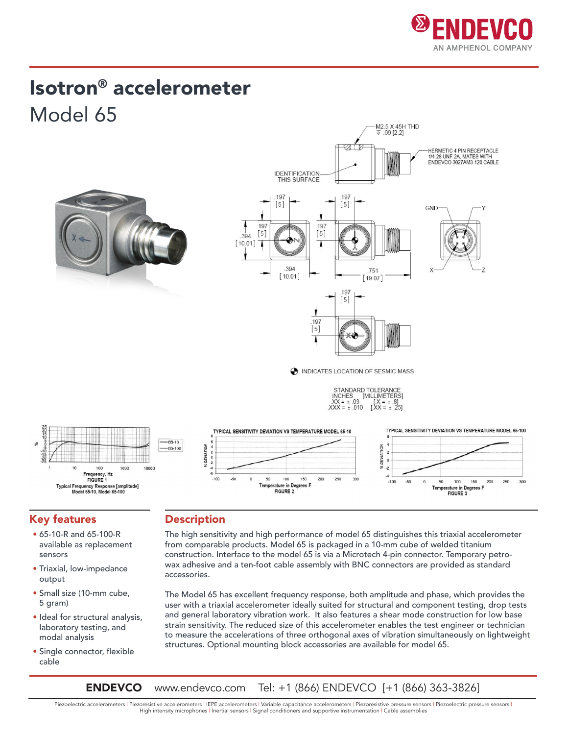# Isotron® accelerometer

## Model 65

M2.5 X 45H THD
↧ .09 [2.2]

HERMETIC 4 PIN RECEPTACLE
1/4-28 UNF-2A, MATES WITH
ENDEVCO 3027AM3-120 CABLE

IDENTIFICATION THIS SURFACE

INDICATES LOCATION OF SESMIC MASS

STANDARD TOLERANCE
INCHES [MILLIMETERS]
.XX = ± .03 [.X = ± .8]
.XXX = ± .010 [.XX = ± .25]

Typical Frequency Response [amplitude]
Model 65-10, Model 65-100
FIGURE 1

TYPICAL SENSITIVITY DEVIATION VS TEMPERATURE MODEL 65-10
FIGURE 2

TYPICAL SENSITIVITY DEVIATION VS TEMPERATURE MODEL 65-100
FIGURE 3

## Key features

- 65-10-R and 65-100-R available as replacement sensors
- Triaxial, low-impedance output
- Small size (10-mm cube, 5 gram)
- Ideal for structural analysis, laboratory testing, and modal analysis
- Single connector, flexible cable

## Description

The high sensitivity and high performance of model 65 distinguishes this triaxial accelerometer from comparable products. Model 65 is packaged in a 10-mm cube of welded titanium construction. Interface to the model 65 is via a Microtech 4-pin connector. Temporary petro-wax adhesive and a ten-foot cable assembly with BNC connectors are provided as standard accessories.

The Model 65 has excellent frequency response, both amplitude and phase, which provides the user with a triaxial accelerometer ideally suited for structural and component testing, drop tests and general laboratory vibration work. It also features a shear mode construction for low base strain sensitivity. The reduced size of this accelerometer enables the test engineer or technician to measure the accelerations of three orthogonal axes of vibration simultaneously on lightweight structures. Optional mounting block accessories are available for model 65.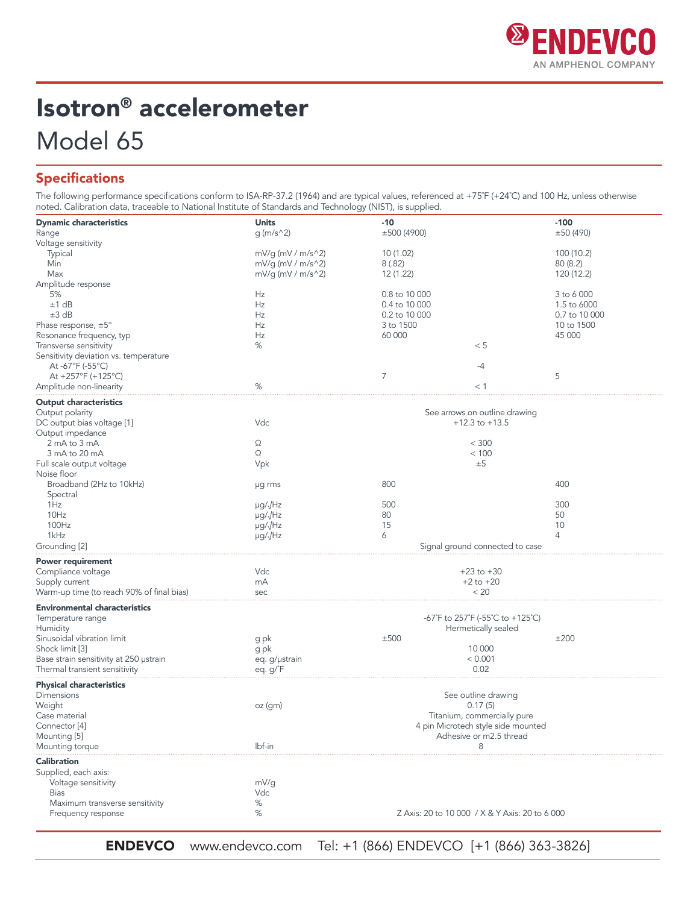# Isotron® accelerometer

Model 65

## Specifications

The following performance specifications conform to ISA-RP-37.2 (1964) and are typical values, referenced at +75˚F (+24˚C) and 100 Hz, unless otherwise noted. Calibration data, traceable to National Institute of Standards and Technology (NIST), is supplied.

| Dynamic characteristics | Units | -10 | | -100 |
|---|---|---|---|---|
| Range | g (m/s^2) | ±500 (4900) | | ±50 (490) |
| Voltage sensitivity | | | | |
| Typical | mV/g (mV / m/s^2) | 10 (1.02) | | 100 (10.2) |
| Min | mV/g (mV / m/s^2) | 8 (.82) | | 80 (8.2) |
| Max | mV/g (mV / m/s^2) | 12 (1.22) | | 120 (12.2) |
| Amplitude response | | | | |
| 5% | Hz | 0.8 to 10 000 | | 3 to 6 000 |
| ±1 dB | Hz | 0.4 to 10 000 | | 1.5 to 6000 |
| ±3 dB | Hz | 0.2 to 10 000 | | 0.7 to 10 000 |
| Phase response, ±5° | Hz | 3 to 1500 | | 10 to 1500 |
| Resonance frequency, typ | Hz | 60 000 | | 45 000 |
| Transverse sensitivity | % | | < 5 | |
| Sensitivity deviation vs. temperature | | | | |
| At -67°F (-55°C) | | | -4 | |
| At +257°F (+125°C) | | 7 | | 5 |
| Amplitude non-linearity | % | | < 1 | |
| **Output characteristics** | | | | |
| Output polarity | | | See arrows on outline drawing | |
| DC output bias voltage [1] | Vdc | | +12.3 to +13.5 | |
| Output impedance | | | | |
| 2 mA to 3 mA | Ω | | < 300 | |
| 3 mA to 20 mA | Ω | | < 100 | |
| Full scale output voltage | Vpk | | ±5 | |
| Noise floor | | | | |
| Broadband (2Hz to 10kHz) | µg rms | 800 | | 400 |
| Spectral | | | | |
| 1Hz | µg/√Hz | 500 | | 300 |
| 10Hz | µg/√Hz | 80 | | 50 |
| 100Hz | µg/√Hz | 15 | | 10 |
| 1kHz | µg/√Hz | 6 | | 4 |
| Grounding [2] | | | Signal ground connected to case | |
| **Power requirement** | | | | |
| Compliance voltage | Vdc | | +23 to +30 | |
| Supply current | mA | | +2 to +20 | |
| Warm-up time (to reach 90% of final bias) | sec | | < 20 | |
| **Environmental characteristics** | | | | |
| Temperature range | | | -67˚F to 257˚F (-55˚C to +125˚C) | |
| Humidity | | | Hermetically sealed | |
| Sinusoidal vibration limit | g pk | ±500 | | ±200 |
| Shock limit [3] | g pk | | 10 000 | |
| Base strain sensitivity at 250 µstrain | eq. g/µstrain | | < 0.001 | |
| Thermal transient sensitivity | eq. g/˚F | | 0.02 | |
| **Physical characteristics** | | | | |
| Dimensions | | | See outline drawing | |
| Weight | oz (gm) | | 0.17 (5) | |
| Case material | | | Titanium, commercially pure | |
| Connector [4] | | | 4 pin Microtech style side mounted | |
| Mounting [5] | | | Adhesive or m2.5 thread | |
| Mounting torque | lbf-in | | 8 | |
| **Calibration** | | | | |
| Supplied, each axis: | | | | |
| Voltage sensitivity | mV/g | | | |
| Bias | Vdc | | | |
| Maximum transverse sensitivity | % | | | |
| Frequency response | % | | Z Axis: 20 to 10 000 / X & Y Axis: 20 to 6 000 | |

**ENDEVCO** www.endevco.com Tel: +1 (866) ENDEVCO [+1 (866) 363-3826]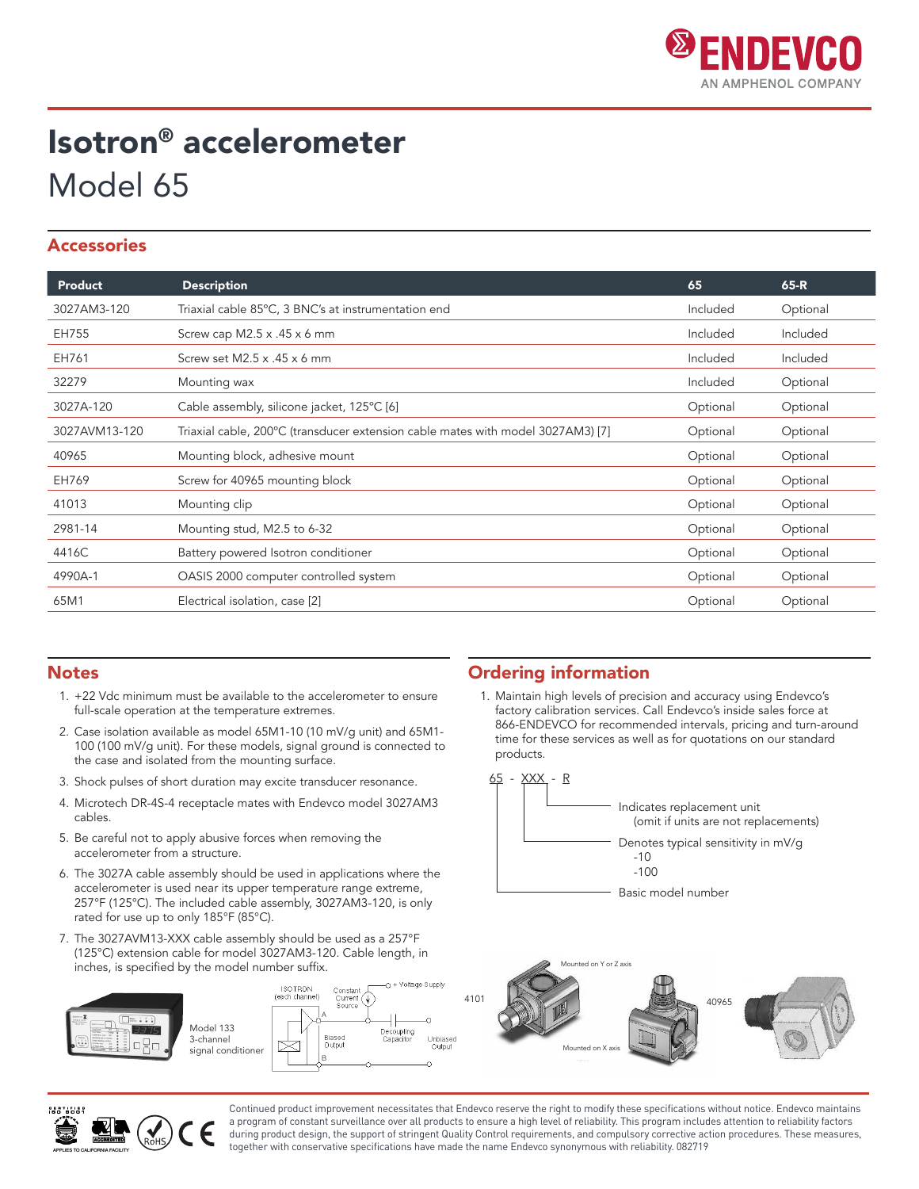# Isotron® accelerometer

Model 65

## Accessories

| Product | Description | 65 | 65-R |
|---|---|---|---|
| 3027AM3-120 | Triaxial cable 85°C, 3 BNC's at instrumentation end | Included | Optional |
| EH755 | Screw cap M2.5 x .45 x 6 mm | Included | Included |
| EH761 | Screw set M2.5 x .45 x 6 mm | Included | Included |
| 32279 | Mounting wax | Included | Optional |
| 3027A-120 | Cable assembly, silicone jacket, 125°C [6] | Optional | Optional |
| 3027AVM13-120 | Triaxial cable, 200°C (transducer extension cable mates with model 3027AM3) [7] | Optional | Optional |
| 40965 | Mounting block, adhesive mount | Optional | Optional |
| EH769 | Screw for 40965 mounting block | Optional | Optional |
| 41013 | Mounting clip | Optional | Optional |
| 2981-14 | Mounting stud, M2.5 to 6-32 | Optional | Optional |
| 4416C | Battery powered Isotron conditioner | Optional | Optional |
| 4990A-1 | OASIS 2000 computer controlled system | Optional | Optional |
| 65M1 | Electrical isolation, case [2] | Optional | Optional |

## Notes

1. +22 Vdc minimum must be available to the accelerometer to ensure full-scale operation at the temperature extremes.
2. Case isolation available as model 65M1-10 (10 mV/g unit) and 65M1-100 (100 mV/g unit). For these models, signal ground is connected to the case and isolated from the mounting surface.
3. Shock pulses of short duration may excite transducer resonance.
4. Microtech DR-4S-4 receptacle mates with Endevco model 3027AM3 cables.
5. Be careful not to apply abusive forces when removing the accelerometer from a structure.
6. The 3027A cable assembly should be used in applications where the accelerometer is used near its upper temperature range extreme, 257°F (125°C). The included cable assembly, 3027AM3-120, is only rated for use up to only 185°F (85°C).
7. The 3027AVM13-XXX cable assembly should be used as a 257°F (125°C) extension cable for model 3027AM3-120. Cable length, in inches, is specified by the model number suffix.

## Ordering information

1. Maintain high levels of precision and accuracy using Endevco's factory calibration services. Call Endevco's inside sales force at 866-ENDEVCO for recommended intervals, pricing and turn-around time for these services as well as for quotations on our standard products.

65 - XXX - R

- R: Indicates replacement unit (omit if units are not replacements)
- XXX: Denotes typical sensitivity in mV/g
  - -10
  - -100
- 65: Basic model number

Model 133
3-channel
signal conditioner

ISOTRON (each channel)
Constant Current Source
+ Voltage Supply
A
B
Biased Output
Decoupling Capacitor
Unbiased Output

4101
Mounted on Y or Z axis
Mounted on X axis
40965

Continued product improvement necessitates that Endevco reserve the right to modify these specifications without notice. Endevco maintains a program of constant surveillance over all products to ensure a high level of reliability. This program includes attention to reliability factors during product design, the support of stringent Quality Control requirements, and compulsory corrective action procedures. These measures, together with conservative specifications have made the name Endevco synonymous with reliability. 082719